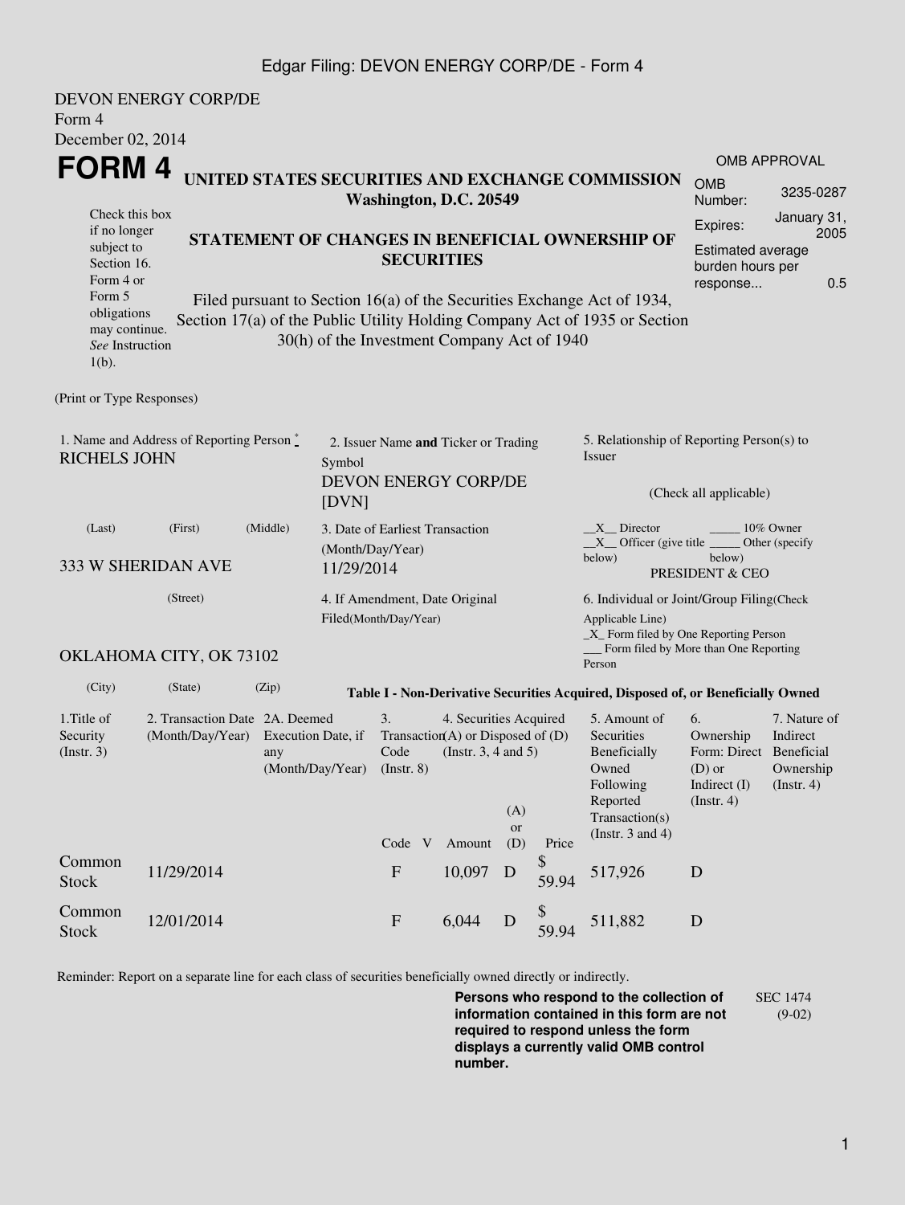Edgar Filing: DEVON ENERGY CORP/DE - Form 4

DEVON ENERGY CORP/DE
Form 4
December 02, 2014

# FORM 4

**UNITED STATES SECURITIES AND EXCHANGE COMMISSION**
**Washington, D.C. 20549**

Check this box if no longer subject to Section 16. Form 4 or Form 5 obligations may continue. *See* Instruction 1(b).

**STATEMENT OF CHANGES IN BENEFICIAL OWNERSHIP OF SECURITIES**

Filed pursuant to Section 16(a) of the Securities Exchange Act of 1934, Section 17(a) of the Public Utility Holding Company Act of 1935 or Section 30(h) of the Investment Company Act of 1940

| OMB APPROVAL | |
|---|---|
| OMB Number: | 3235-0287 |
| Expires: | January 31, 2005 |
| Estimated average burden hours per response... | 0.5 |

(Print or Type Responses)

1. Name and Address of Reporting Person *
RICHELS JOHN

(Last) (First) (Middle)

333 W SHERIDAN AVE

(Street)

OKLAHOMA CITY, OK 73102

(City) (State) (Zip)

2. Issuer Name **and** Ticker or Trading Symbol
DEVON ENERGY CORP/DE [DVN]

3. Date of Earliest Transaction (Month/Day/Year)
11/29/2014

4. If Amendment, Date Original Filed(Month/Day/Year)

5. Relationship of Reporting Person(s) to Issuer

(Check all applicable)

__X__ Director _____ 10% Owner
__X__ Officer (give title below) _____ Other (specify below)
PRESIDENT & CEO

6. Individual or Joint/Group Filing(Check Applicable Line)
_X_ Form filed by One Reporting Person
___ Form filed by More than One Reporting Person

**Table I - Non-Derivative Securities Acquired, Disposed of, or Beneficially Owned**

| 1.Title of Security (Instr. 3) | 2. Transaction Date (Month/Day/Year) | 2A. Deemed Execution Date, if any (Month/Day/Year) | 3. Transaction Code (Instr. 8) | | 4. Securities Acquired (A) or Disposed of (D) (Instr. 3, 4 and 5) | | | 5. Amount of Securities Beneficially Owned Following Reported Transaction(s) (Instr. 3 and 4) | 6. Ownership Form: Direct (D) or Indirect (I) (Instr. 4) | 7. Nature of Indirect Beneficial Ownership (Instr. 4) |
|---|---|---|---|---|---|---|---|---|---|---|
| | | | Code | V | Amount | (A) or (D) | Price | | | |
| Common Stock | 11/29/2014 | | F | | 10,097 | D | $ 59.94 | 517,926 | D | |
| Common Stock | 12/01/2014 | | F | | 6,044 | D | $ 59.94 | 511,882 | D | |

Reminder: Report on a separate line for each class of securities beneficially owned directly or indirectly.

**Persons who respond to the collection of information contained in this form are not required to respond unless the form displays a currently valid OMB control number.**

SEC 1474 (9-02)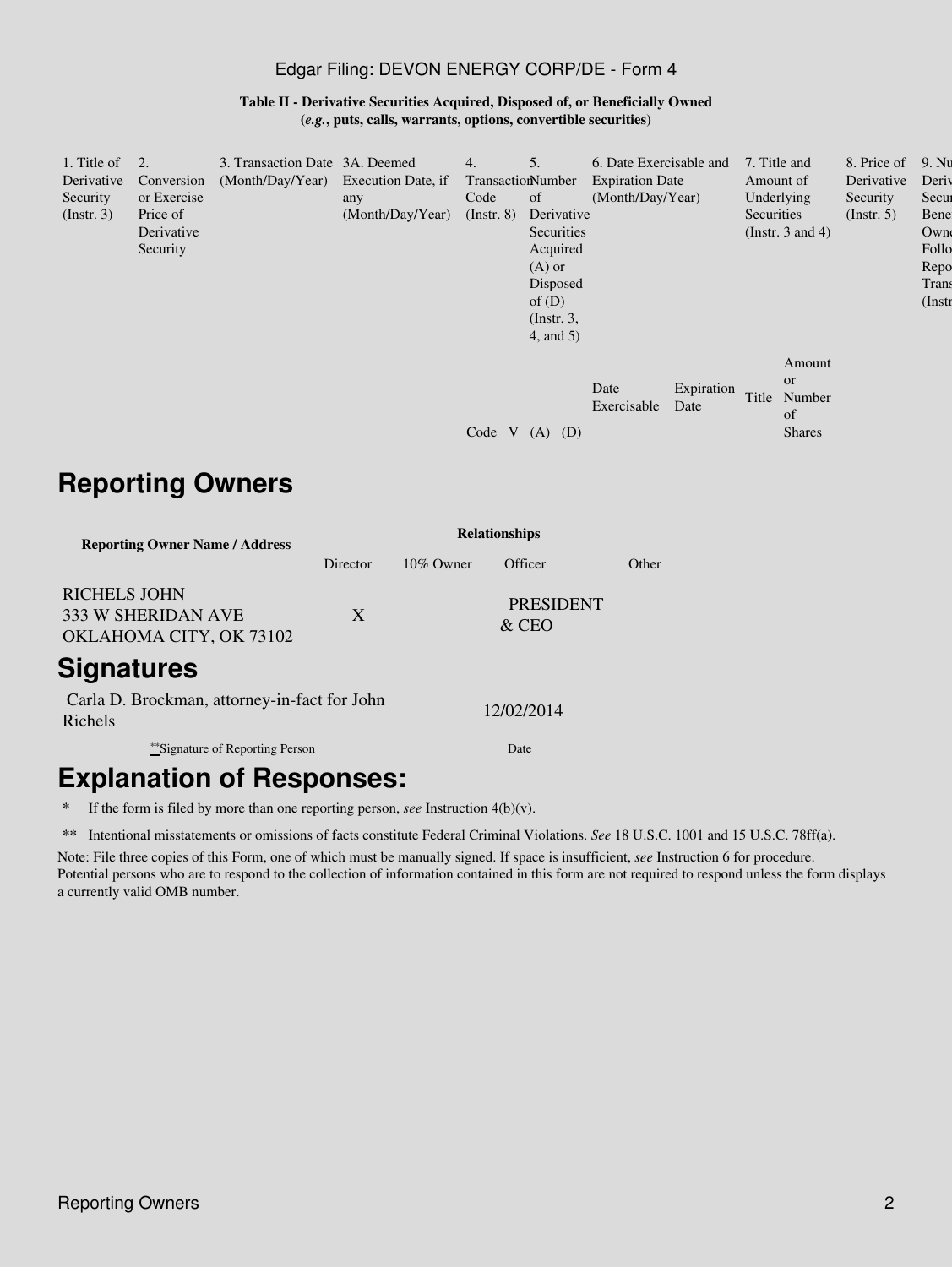Edgar Filing: DEVON ENERGY CORP/DE - Form 4

**Table II - Derivative Securities Acquired, Disposed of, or Beneficially Owned**
**(*e.g.*, puts, calls, warrants, options, convertible securities)**

| 1. Title of Derivative Security (Instr. 3) | 2. Conversion or Exercise Price of Derivative Security | 3. Transaction Date (Month/Day/Year) | 3A. Deemed Execution Date, if any (Month/Day/Year) | 4. Transaction Code (Instr. 8) | | 5. Number of Derivative Securities Acquired (A) or Disposed of (D) (Instr. 3, 4, and 5) | | 6. Date Exercisable and Expiration Date (Month/Day/Year) | | 7. Title and Amount of Underlying Securities (Instr. 3 and 4) | | 8. Price of Derivative Security (Instr. 5) | 9. Nu Deriv Secur Bene Owne Follo Repo Trans (Instr |
|---|---|---|---|---|---|---|---|---|---|---|---|---|---|
| | | | | Code | V | (A) | (D) | Date Exercisable | Expiration Date | Title | Amount or Number of Shares | | |

# Reporting Owners

| Reporting Owner Name / Address | Relationships | | | |
|---|---|---|---|---|
| | Director | 10% Owner | Officer | Other |
| RICHELS JOHN<br>333 W SHERIDAN AVE<br>OKLAHOMA CITY, OK 73102 | X | | PRESIDENT & CEO | |

# Signatures

| Carla D. Brockman, attorney-in-fact for John Richels | 12/02/2014 |
|---|---|
| **Signature of Reporting Person | Date |

# Explanation of Responses:

\* If the form is filed by more than one reporting person, *see* Instruction 4(b)(v).

\*\* Intentional misstatements or omissions of facts constitute Federal Criminal Violations. *See* 18 U.S.C. 1001 and 15 U.S.C. 78ff(a).

Note: File three copies of this Form, one of which must be manually signed. If space is insufficient, *see* Instruction 6 for procedure.
Potential persons who are to respond to the collection of information contained in this form are not required to respond unless the form displays a currently valid OMB number.